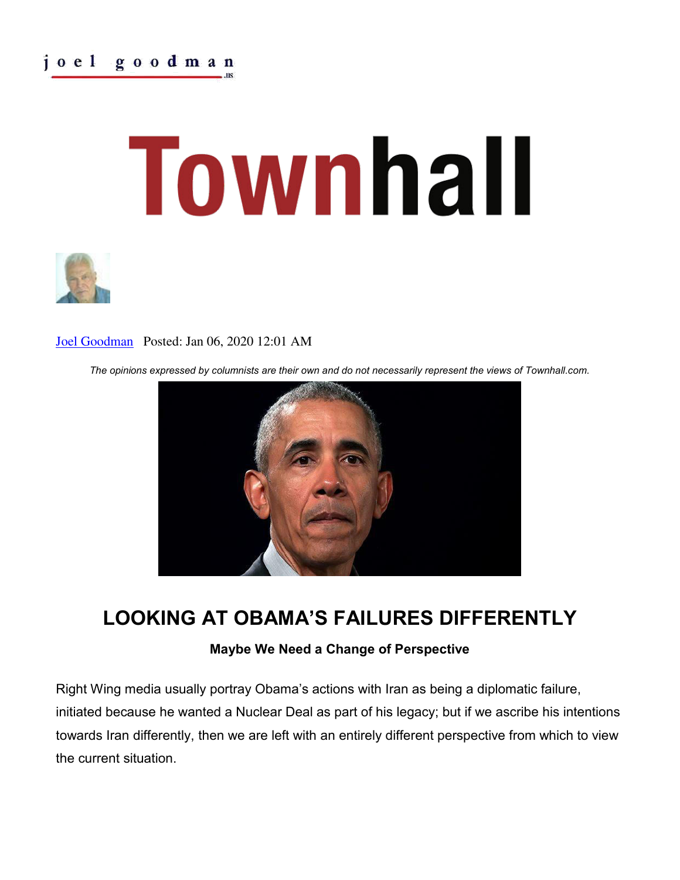joel goodman .us

# Townhall

Joel Goodman Posted: Jan 06, 2020 12:01 AM

*The opinions expressed by columnists are their own and do not necessarily represent the views of Townhall.com.*

## LOOKING AT OBAMA'S FAILURES DIFFERENTLY

**Maybe We Need a Change of Perspective**

Right Wing media usually portray Obama's actions with Iran as being a diplomatic failure, initiated because he wanted a Nuclear Deal as part of his legacy; but if we ascribe his intentions towards Iran differently, then we are left with an entirely different perspective from which to view the current situation.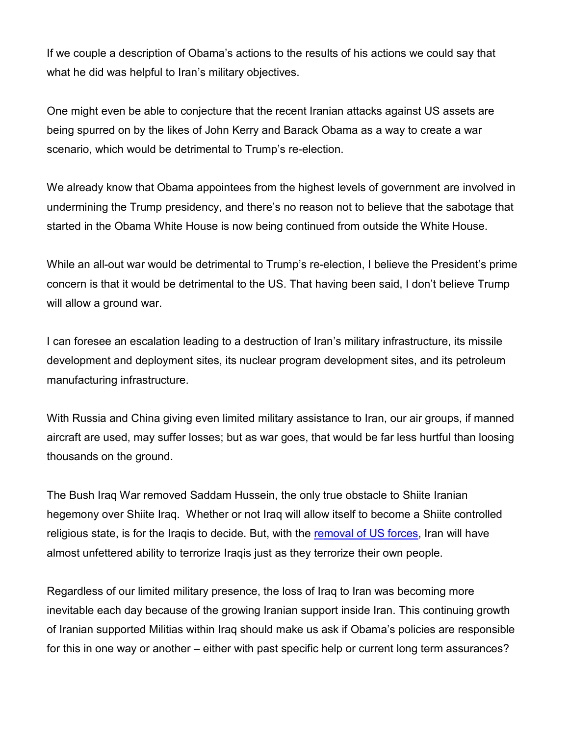If we couple a description of Obama's actions to the results of his actions we could say that what he did was helpful to Iran's military objectives.

One might even be able to conjecture that the recent Iranian attacks against US assets are being spurred on by the likes of John Kerry and Barack Obama as a way to create a war scenario, which would be detrimental to Trump's re-election.

We already know that Obama appointees from the highest levels of government are involved in undermining the Trump presidency, and there's no reason not to believe that the sabotage that started in the Obama White House is now being continued from outside the White House.

While an all-out war would be detrimental to Trump's re-election, I believe the President's prime concern is that it would be detrimental to the US. That having been said, I don't believe Trump will allow a ground war.

I can foresee an escalation leading to a destruction of Iran's military infrastructure, its missile development and deployment sites, its nuclear program development sites, and its petroleum manufacturing infrastructure.

With Russia and China giving even limited military assistance to Iran, our air groups, if manned aircraft are used, may suffer losses; but as war goes, that would be far less hurtful than loosing thousands on the ground.

The Bush Iraq War removed Saddam Hussein, the only true obstacle to Shiite Iranian hegemony over Shiite Iraq. Whether or not Iraq will allow itself to become a Shiite controlled religious state, is for the Iraqis to decide. But, with the removal of US forces, Iran will have almost unfettered ability to terrorize Iraqis just as they terrorize their own people.

Regardless of our limited military presence, the loss of Iraq to Iran was becoming more inevitable each day because of the growing Iranian support inside Iran. This continuing growth of Iranian supported Militias within Iraq should make us ask if Obama's policies are responsible for this in one way or another – either with past specific help or current long term assurances?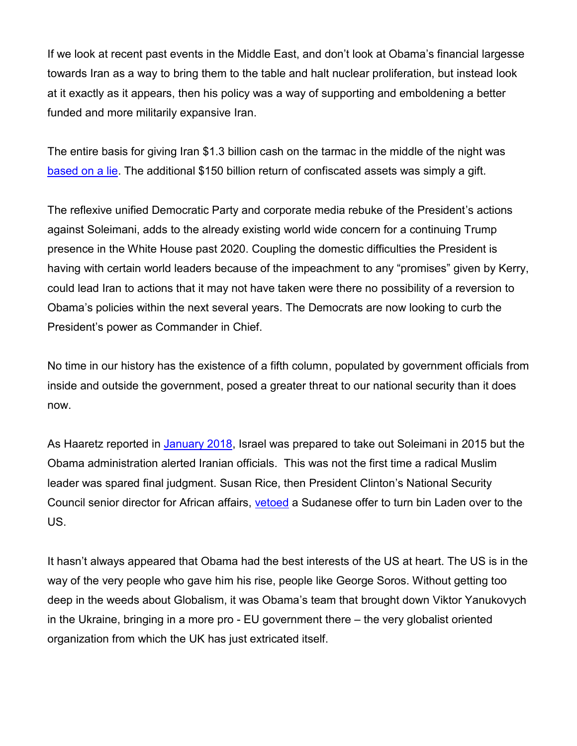If we look at recent past events in the Middle East, and don't look at Obama's financial largesse towards Iran as a way to bring them to the table and halt nuclear proliferation, but instead look at it exactly as it appears, then his policy was a way of supporting and emboldening a better funded and more militarily expansive Iran.

The entire basis for giving Iran $1.3 billion cash on the tarmac in the middle of the night was based on a lie. The additional $150 billion return of confiscated assets was simply a gift.

The reflexive unified Democratic Party and corporate media rebuke of the President's actions against Soleimani, adds to the already existing world wide concern for a continuing Trump presence in the White House past 2020. Coupling the domestic difficulties the President is having with certain world leaders because of the impeachment to any "promises" given by Kerry, could lead Iran to actions that it may not have taken were there no possibility of a reversion to Obama's policies within the next several years. The Democrats are now looking to curb the President's power as Commander in Chief.

No time in our history has the existence of a fifth column, populated by government officials from inside and outside the government, posed a greater threat to our national security than it does now.

As Haaretz reported in January 2018, Israel was prepared to take out Soleimani in 2015 but the Obama administration alerted Iranian officials. This was not the first time a radical Muslim leader was spared final judgment. Susan Rice, then President Clinton's National Security Council senior director for African affairs, vetoed a Sudanese offer to turn bin Laden over to the US.

It hasn't always appeared that Obama had the best interests of the US at heart. The US is in the way of the very people who gave him his rise, people like George Soros. Without getting too deep in the weeds about Globalism, it was Obama's team that brought down Viktor Yanukovych in the Ukraine, bringing in a more pro - EU government there – the very globalist oriented organization from which the UK has just extricated itself.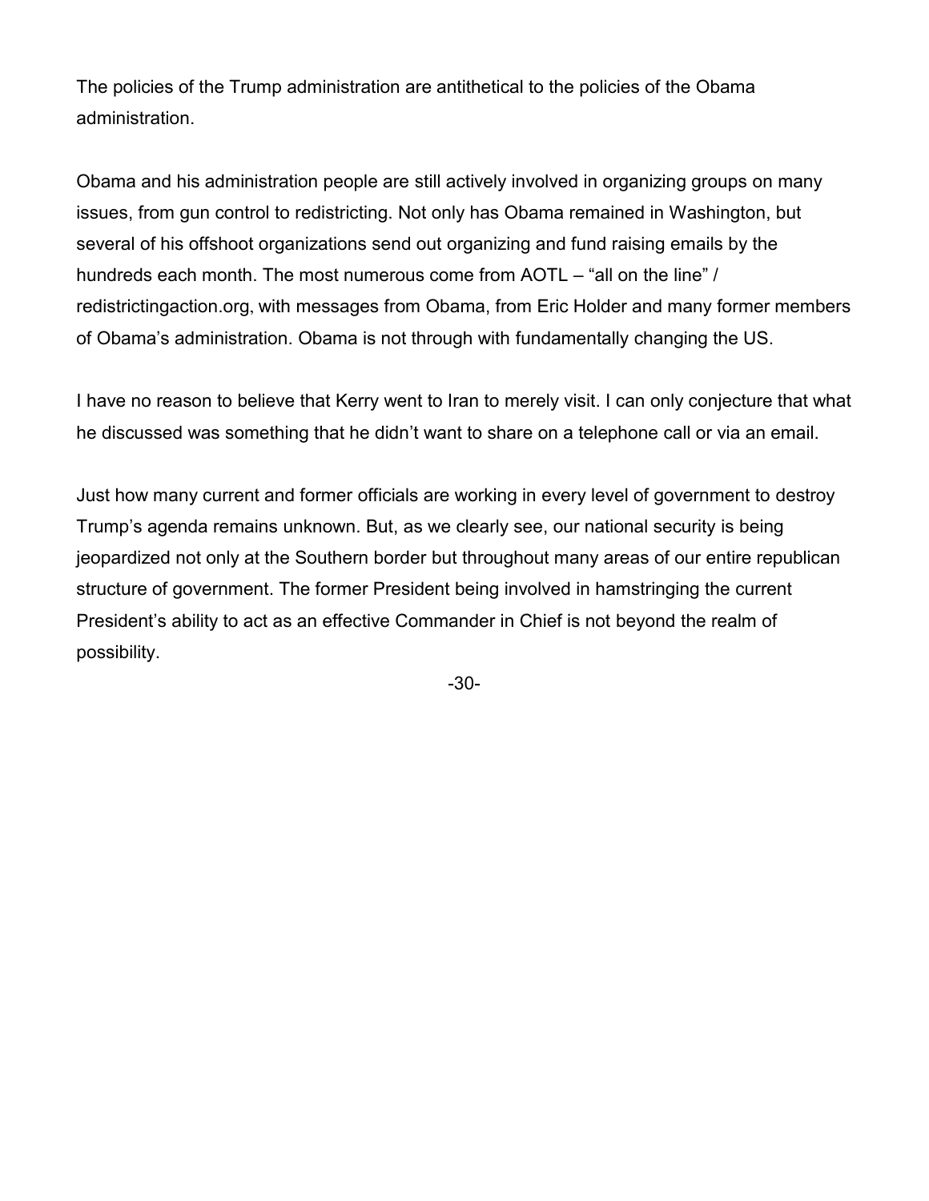The policies of the Trump administration are antithetical to the policies of the Obama administration.

Obama and his administration people are still actively involved in organizing groups on many issues, from gun control to redistricting. Not only has Obama remained in Washington, but several of his offshoot organizations send out organizing and fund raising emails by the hundreds each month. The most numerous come from AOTL – "all on the line" / redistrictingaction.org, with messages from Obama, from Eric Holder and many former members of Obama's administration. Obama is not through with fundamentally changing the US.

I have no reason to believe that Kerry went to Iran to merely visit. I can only conjecture that what he discussed was something that he didn't want to share on a telephone call or via an email.

Just how many current and former officials are working in every level of government to destroy Trump's agenda remains unknown. But, as we clearly see, our national security is being jeopardized not only at the Southern border but throughout many areas of our entire republican structure of government. The former President being involved in hamstringing the current President's ability to act as an effective Commander in Chief is not beyond the realm of possibility.

-30-